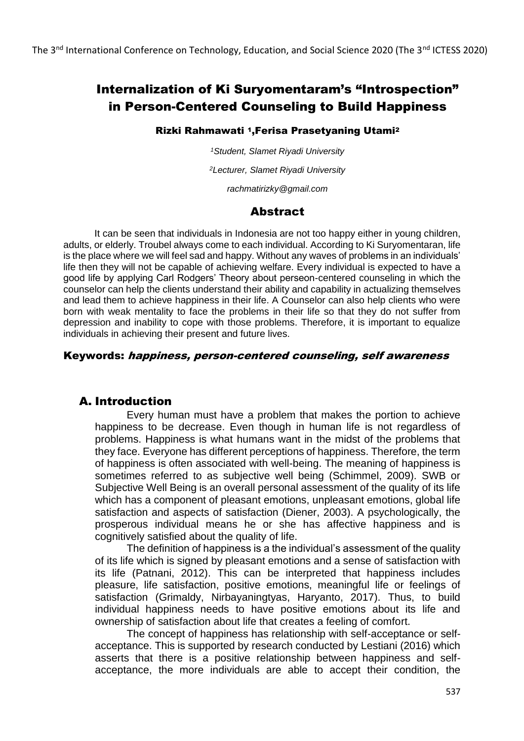# Internalization of Ki Suryomentaram's "Introspection" in Person-Centered Counseling to Build Happiness

**Rizki Rahmawati [1], Ferisa Prasetyaning Utami[2]**

*[1]Student, Slamet Riyadi University*

*[2]Lecturer, Slamet Riyadi University*

*rachmatirizky@gmail.com*

## Abstract

It can be seen that individuals in Indonesia are not too happy either in young children, adults, or elderly. Troubel always come to each individual. According to Ki Suryomentaran, life is the place where we will feel sad and happy. Without any waves of problems in an individuals' life then they will not be capable of achieving welfare. Every individual is expected to have a good life by applying Carl Rodgers' Theory about perseon-centered counseling in which the counselor can help the clients understand their ability and capability in actualizing themselves and lead them to achieve happiness in their life. A Counselor can also help clients who were born with weak mentality to face the problems in their life so that they do not suffer from depression and inability to cope with those problems. Therefore, it is important to equalize individuals in achieving their present and future lives.

**Keywords:** ***happiness, person-centered counseling, self awareness***

## A. Introduction

Every human must have a problem that makes the portion to achieve happiness to be decrease. Even though in human life is not regardless of problems. Happiness is what humans want in the midst of the problems that they face. Everyone has different perceptions of happiness. Therefore, the term of happiness is often associated with well-being. The meaning of happiness is sometimes referred to as subjective well being (Schimmel, 2009). SWB or Subjective Well Being is an overall personal assessment of the quality of its life which has a component of pleasant emotions, unpleasant emotions, global life satisfaction and aspects of satisfaction (Diener, 2003). A psychologically, the prosperous individual means he or she has affective happiness and is cognitively satisfied about the quality of life.

The definition of happiness is a the individual's assessment of the quality of its life which is signed by pleasant emotions and a sense of satisfaction with its life (Patnani, 2012). This can be interpreted that happiness includes pleasure, life satisfaction, positive emotions, meaningful life or feelings of satisfaction (Grimaldy, Nirbayaningtyas, Haryanto, 2017). Thus, to build individual happiness needs to have positive emotions about its life and ownership of satisfaction about life that creates a feeling of comfort.

The concept of happiness has relationship with self-acceptance or self-acceptance. This is supported by research conducted by Lestiani (2016) which asserts that there is a positive relationship between happiness and self-acceptance, the more individuals are able to accept their condition, the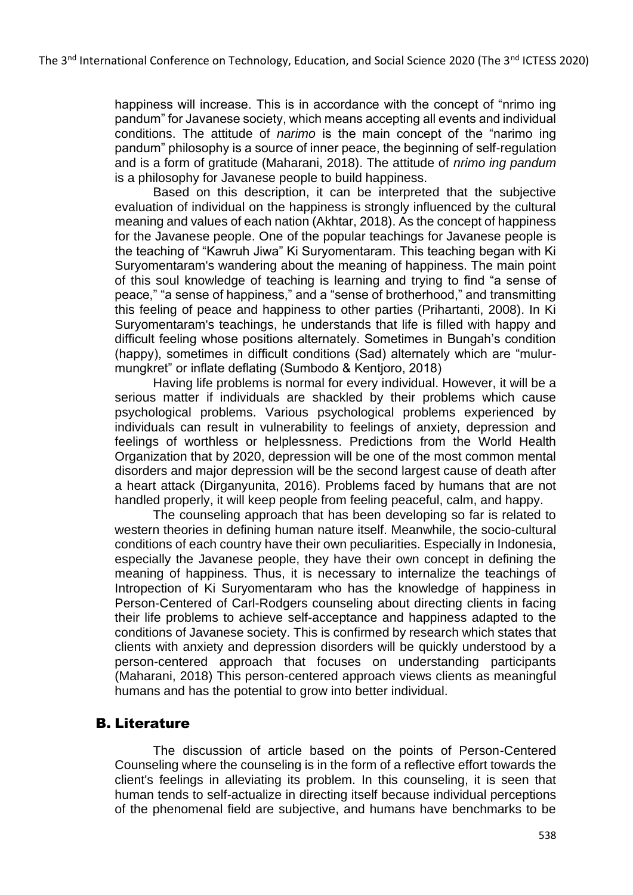happiness will increase. This is in accordance with the concept of "nrimo ing pandum" for Javanese society, which means accepting all events and individual conditions. The attitude of *narimo* is the main concept of the "narimo ing pandum" philosophy is a source of inner peace, the beginning of self-regulation and is a form of gratitude (Maharani, 2018). The attitude of *nrimo ing pandum* is a philosophy for Javanese people to build happiness.

Based on this description, it can be interpreted that the subjective evaluation of individual on the happiness is strongly influenced by the cultural meaning and values of each nation (Akhtar, 2018). As the concept of happiness for the Javanese people. One of the popular teachings for Javanese people is the teaching of "Kawruh Jiwa" Ki Suryomentaram. This teaching began with Ki Suryomentaram's wandering about the meaning of happiness. The main point of this soul knowledge of teaching is learning and trying to find "a sense of peace," "a sense of happiness," and a "sense of brotherhood," and transmitting this feeling of peace and happiness to other parties (Prihartanti, 2008). In Ki Suryomentaram's teachings, he understands that life is filled with happy and difficult feeling whose positions alternately. Sometimes in Bungah's condition (happy), sometimes in difficult conditions (Sad) alternately which are "mulur-mungkret" or inflate deflating (Sumbodo & Kentjoro, 2018)

Having life problems is normal for every individual. However, it will be a serious matter if individuals are shackled by their problems which cause psychological problems. Various psychological problems experienced by individuals can result in vulnerability to feelings of anxiety, depression and feelings of worthless or helplessness. Predictions from the World Health Organization that by 2020, depression will be one of the most common mental disorders and major depression will be the second largest cause of death after a heart attack (Dirganyunita, 2016). Problems faced by humans that are not handled properly, it will keep people from feeling peaceful, calm, and happy.

The counseling approach that has been developing so far is related to western theories in defining human nature itself. Meanwhile, the socio-cultural conditions of each country have their own peculiarities. Especially in Indonesia, especially the Javanese people, they have their own concept in defining the meaning of happiness. Thus, it is necessary to internalize the teachings of Intropection of Ki Suryomentaram who has the knowledge of happiness in Person-Centered of Carl-Rodgers counseling about directing clients in facing their life problems to achieve self-acceptance and happiness adapted to the conditions of Javanese society. This is confirmed by research which states that clients with anxiety and depression disorders will be quickly understood by a person-centered approach that focuses on understanding participants (Maharani, 2018) This person-centered approach views clients as meaningful humans and has the potential to grow into better individual.

## B. Literature

The discussion of article based on the points of Person-Centered Counseling where the counseling is in the form of a reflective effort towards the client's feelings in alleviating its problem. In this counseling, it is seen that human tends to self-actualize in directing itself because individual perceptions of the phenomenal field are subjective, and humans have benchmarks to be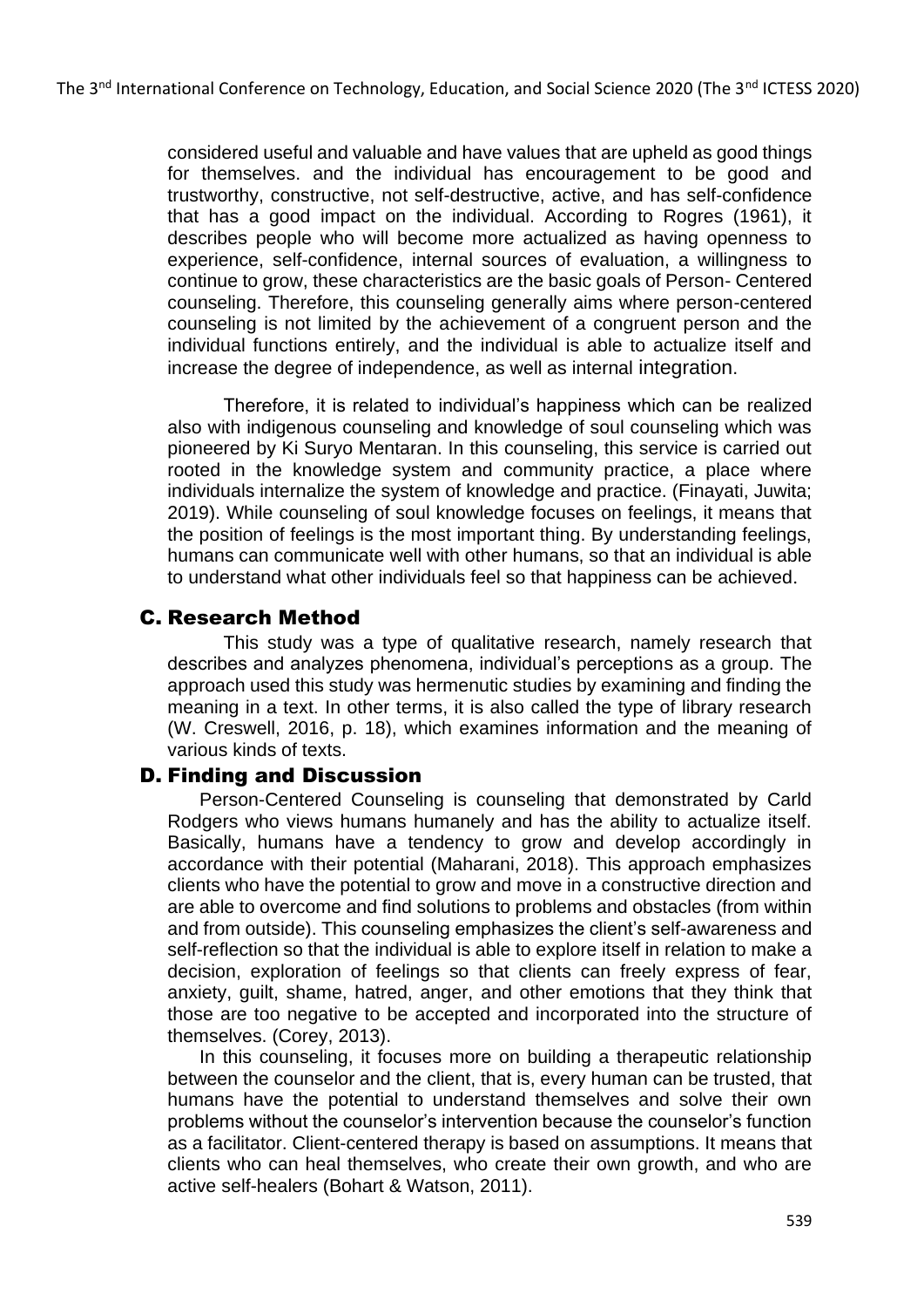considered useful and valuable and have values that are upheld as good things for themselves. and the individual has encouragement to be good and trustworthy, constructive, not self-destructive, active, and has self-confidence that has a good impact on the individual. According to Rogres (1961), it describes people who will become more actualized as having openness to experience, self-confidence, internal sources of evaluation, a willingness to continue to grow, these characteristics are the basic goals of Person- Centered counseling. Therefore, this counseling generally aims where person-centered counseling is not limited by the achievement of a congruent person and the individual functions entirely, and the individual is able to actualize itself and increase the degree of independence, as well as internal integration.

Therefore, it is related to individual's happiness which can be realized also with indigenous counseling and knowledge of soul counseling which was pioneered by Ki Suryo Mentaran. In this counseling, this service is carried out rooted in the knowledge system and community practice, a place where individuals internalize the system of knowledge and practice. (Finayati, Juwita; 2019). While counseling of soul knowledge focuses on feelings, it means that the position of feelings is the most important thing. By understanding feelings, humans can communicate well with other humans, so that an individual is able to understand what other individuals feel so that happiness can be achieved.

## C. Research Method

This study was a type of qualitative research, namely research that describes and analyzes phenomena, individual's perceptions as a group. The approach used this study was hermenutic studies by examining and finding the meaning in a text. In other terms, it is also called the type of library research (W. Creswell, 2016, p. 18), which examines information and the meaning of various kinds of texts.

## D. Finding and Discussion

Person-Centered Counseling is counseling that demonstrated by Carld Rodgers who views humans humanely and has the ability to actualize itself. Basically, humans have a tendency to grow and develop accordingly in accordance with their potential (Maharani, 2018). This approach emphasizes clients who have the potential to grow and move in a constructive direction and are able to overcome and find solutions to problems and obstacles (from within and from outside). This counseling emphasizes the client's self-awareness and self-reflection so that the individual is able to explore itself in relation to make a decision, exploration of feelings so that clients can freely express of fear, anxiety, guilt, shame, hatred, anger, and other emotions that they think that those are too negative to be accepted and incorporated into the structure of themselves. (Corey, 2013).

In this counseling, it focuses more on building a therapeutic relationship between the counselor and the client, that is, every human can be trusted, that humans have the potential to understand themselves and solve their own problems without the counselor's intervention because the counselor's function as a facilitator. Client-centered therapy is based on assumptions. It means that clients who can heal themselves, who create their own growth, and who are active self-healers (Bohart & Watson, 2011).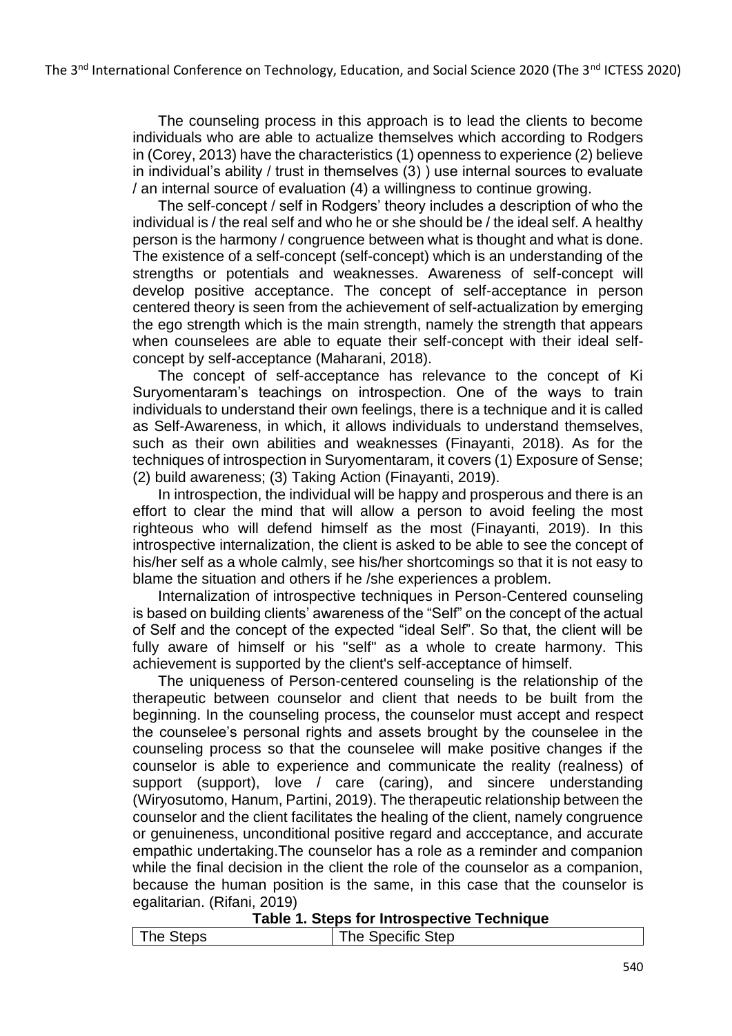The counseling process in this approach is to lead the clients to become individuals who are able to actualize themselves which according to Rodgers in (Corey, 2013) have the characteristics (1) openness to experience (2) believe in individual's ability / trust in themselves (3) ) use internal sources to evaluate / an internal source of evaluation (4) a willingness to continue growing.

The self-concept / self in Rodgers' theory includes a description of who the individual is / the real self and who he or she should be / the ideal self. A healthy person is the harmony / congruence between what is thought and what is done. The existence of a self-concept (self-concept) which is an understanding of the strengths or potentials and weaknesses. Awareness of self-concept will develop positive acceptance. The concept of self-acceptance in person centered theory is seen from the achievement of self-actualization by emerging the ego strength which is the main strength, namely the strength that appears when counselees are able to equate their self-concept with their ideal self-concept by self-acceptance (Maharani, 2018).

The concept of self-acceptance has relevance to the concept of Ki Suryomentaram's teachings on introspection. One of the ways to train individuals to understand their own feelings, there is a technique and it is called as Self-Awareness, in which, it allows individuals to understand themselves, such as their own abilities and weaknesses (Finayanti, 2018). As for the techniques of introspection in Suryomentaram, it covers (1) Exposure of Sense; (2) build awareness; (3) Taking Action (Finayanti, 2019).

In introspection, the individual will be happy and prosperous and there is an effort to clear the mind that will allow a person to avoid feeling the most righteous who will defend himself as the most (Finayanti, 2019). In this introspective internalization, the client is asked to be able to see the concept of his/her self as a whole calmly, see his/her shortcomings so that it is not easy to blame the situation and others if he /she experiences a problem.

Internalization of introspective techniques in Person-Centered counseling is based on building clients' awareness of the "Self" on the concept of the actual of Self and the concept of the expected "ideal Self". So that, the client will be fully aware of himself or his "self" as a whole to create harmony. This achievement is supported by the client's self-acceptance of himself.

The uniqueness of Person-centered counseling is the relationship of the therapeutic between counselor and client that needs to be built from the beginning. In the counseling process, the counselor must accept and respect the counselee's personal rights and assets brought by the counselee in the counseling process so that the counselee will make positive changes if the counselor is able to experience and communicate the reality (realness) of support (support), love / care (caring), and sincere understanding (Wiryosutomo, Hanum, Partini, 2019). The therapeutic relationship between the counselor and the client facilitates the healing of the client, namely congruence or genuineness, unconditional positive regard and accceptance, and accurate empathic undertaking.The counselor has a role as a reminder and companion while the final decision in the client the role of the counselor as a companion, because the human position is the same, in this case that the counselor is egalitarian. (Rifani, 2019)

**Table 1. Steps for Introspective Technique**

| The Steps | The Specific Step |
|---|---|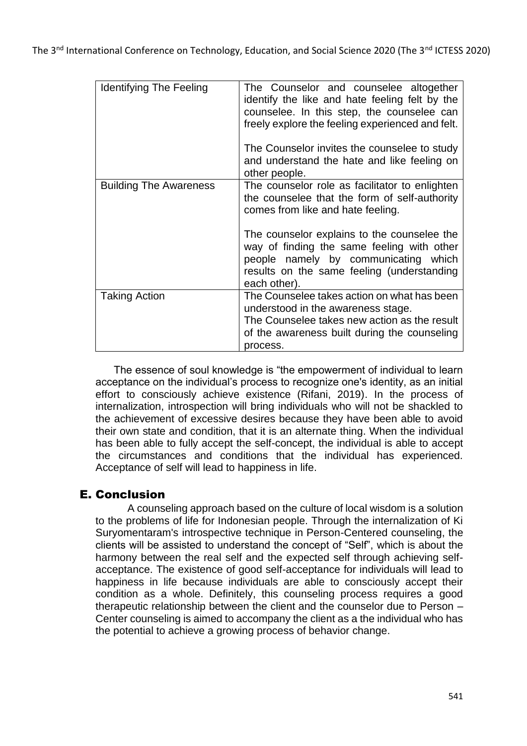| Identifying The Feeling | The Counselor and counselee altogether identify the like and hate feeling felt by the counselee. In this step, the counselee can freely explore the feeling experienced and felt.<br><br>The Counselor invites the counselee to study and understand the hate and like feeling on other people. |
|---|---|
| Building The Awareness | The counselor role as facilitator to enlighten the counselee that the form of self-authority comes from like and hate feeling.<br><br>The counselor explains to the counselee the way of finding the same feeling with other people namely by communicating which results on the same feeling (understanding each other). |
| Taking Action | The Counselee takes action on what has been understood in the awareness stage.<br>The Counselee takes new action as the result of the awareness built during the counseling process. |

The essence of soul knowledge is "the empowerment of individual to learn acceptance on the individual's process to recognize one's identity, as an initial effort to consciously achieve existence (Rifani, 2019). In the process of internalization, introspection will bring individuals who will not be shackled to the achievement of excessive desires because they have been able to avoid their own state and condition, that it is an alternate thing. When the individual has been able to fully accept the self-concept, the individual is able to accept the circumstances and conditions that the individual has experienced. Acceptance of self will lead to happiness in life.

## E. Conclusion

A counseling approach based on the culture of local wisdom is a solution to the problems of life for Indonesian people. Through the internalization of Ki Suryomentaram's introspective technique in Person-Centered counseling, the clients will be assisted to understand the concept of "Self", which is about the harmony between the real self and the expected self through achieving self-acceptance. The existence of good self-acceptance for individuals will lead to happiness in life because individuals are able to consciously accept their condition as a whole. Definitely, this counseling process requires a good therapeutic relationship between the client and the counselor due to Person – Center counseling is aimed to accompany the client as a the individual who has the potential to achieve a growing process of behavior change.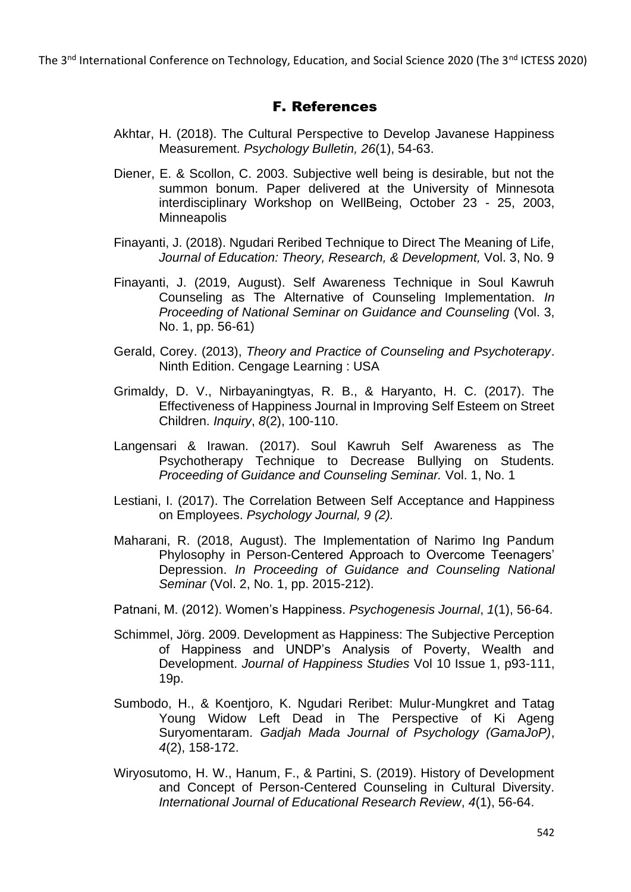## F. References

Akhtar, H. (2018). The Cultural Perspective to Develop Javanese Happiness Measurement. *Psychology Bulletin, 26*(1), 54-63.

Diener, E. & Scollon, C. 2003. Subjective well being is desirable, but not the summon bonum. Paper delivered at the University of Minnesota interdisciplinary Workshop on WellBeing, October 23 - 25, 2003, Minneapolis

Finayanti, J. (2018). Ngudari Reribed Technique to Direct The Meaning of Life, *Journal of Education: Theory, Research, & Development,* Vol. 3, No. 9

Finayanti, J. (2019, August). Self Awareness Technique in Soul Kawruh Counseling as The Alternative of Counseling Implementation. *In Proceeding of National Seminar on Guidance and Counseling* (Vol. 3, No. 1, pp. 56-61)

Gerald, Corey. (2013), *Theory and Practice of Counseling and Psychoterapy*. Ninth Edition. Cengage Learning : USA

Grimaldy, D. V., Nirbayaningtyas, R. B., & Haryanto, H. C. (2017). The Effectiveness of Happiness Journal in Improving Self Esteem on Street Children. *Inquiry*, *8*(2), 100-110.

Langensari & Irawan. (2017). Soul Kawruh Self Awareness as The Psychotherapy Technique to Decrease Bullying on Students. *Proceeding of Guidance and Counseling Seminar.* Vol. 1, No. 1

Lestiani, I. (2017). The Correlation Between Self Acceptance and Happiness on Employees. *Psychology Journal, 9 (2).*

Maharani, R. (2018, August). The Implementation of Narimo Ing Pandum Phylosophy in Person-Centered Approach to Overcome Teenagers' Depression. *In Proceeding of Guidance and Counseling National Seminar* (Vol. 2, No. 1, pp. 2015-212).

Patnani, M. (2012). Women's Happiness. *Psychogenesis Journal*, *1*(1), 56-64.

Schimmel, Jörg. 2009. Development as Happiness: The Subjective Perception of Happiness and UNDP's Analysis of Poverty, Wealth and Development. *Journal of Happiness Studies* Vol 10 Issue 1, p93-111, 19p.

Sumbodo, H., & Koentjoro, K. Ngudari Reribet: Mulur-Mungkret and Tatag Young Widow Left Dead in The Perspective of Ki Ageng Suryomentaram. *Gadjah Mada Journal of Psychology (GamaJoP)*, *4*(2), 158-172.

Wiryosutomo, H. W., Hanum, F., & Partini, S. (2019). History of Development and Concept of Person-Centered Counseling in Cultural Diversity. *International Journal of Educational Research Review*, *4*(1), 56-64.